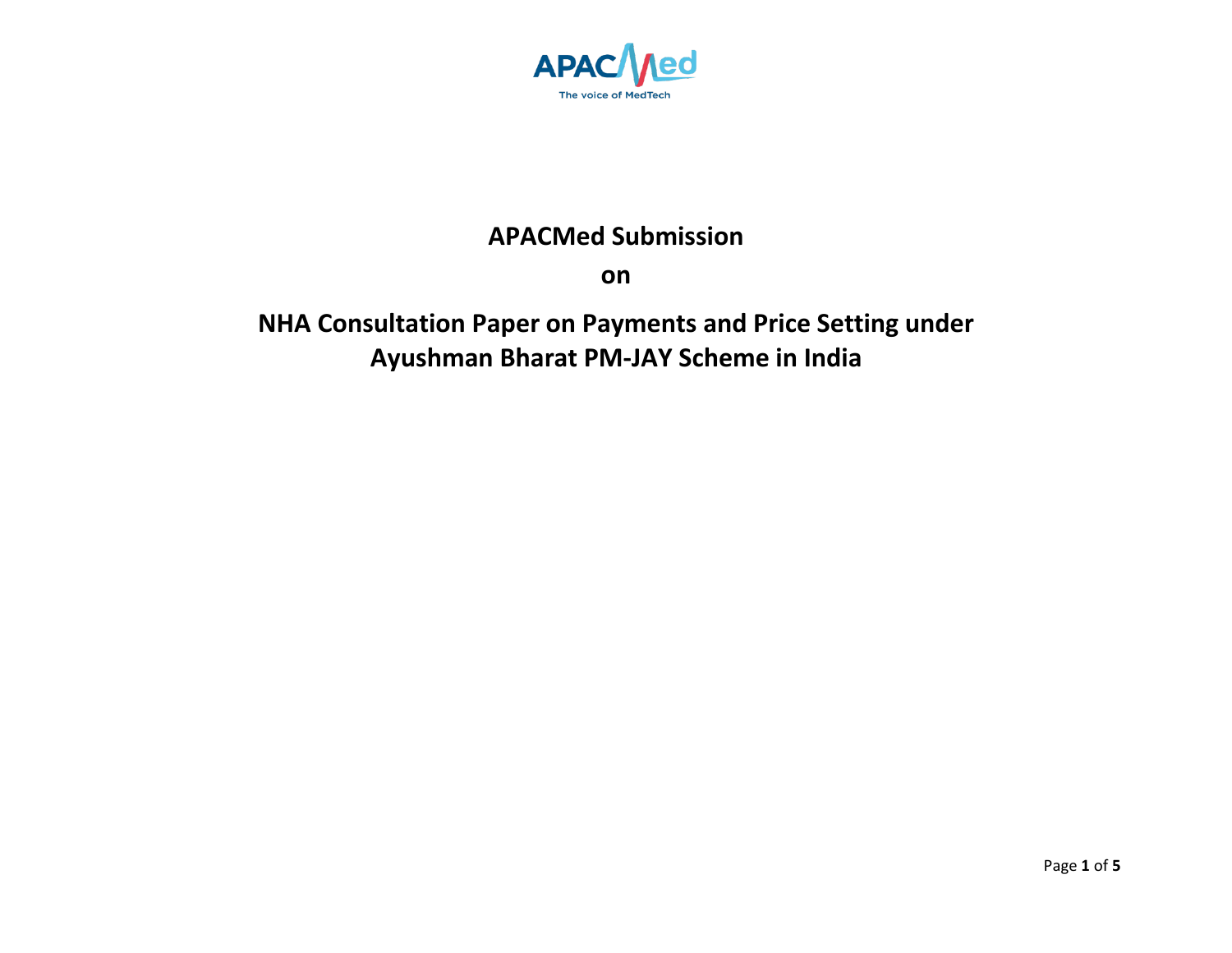# APACMed Submission

## on

## NHA Consultation Paper on Payments and Price Setting under Ayushman Bharat PM-JAY Scheme in India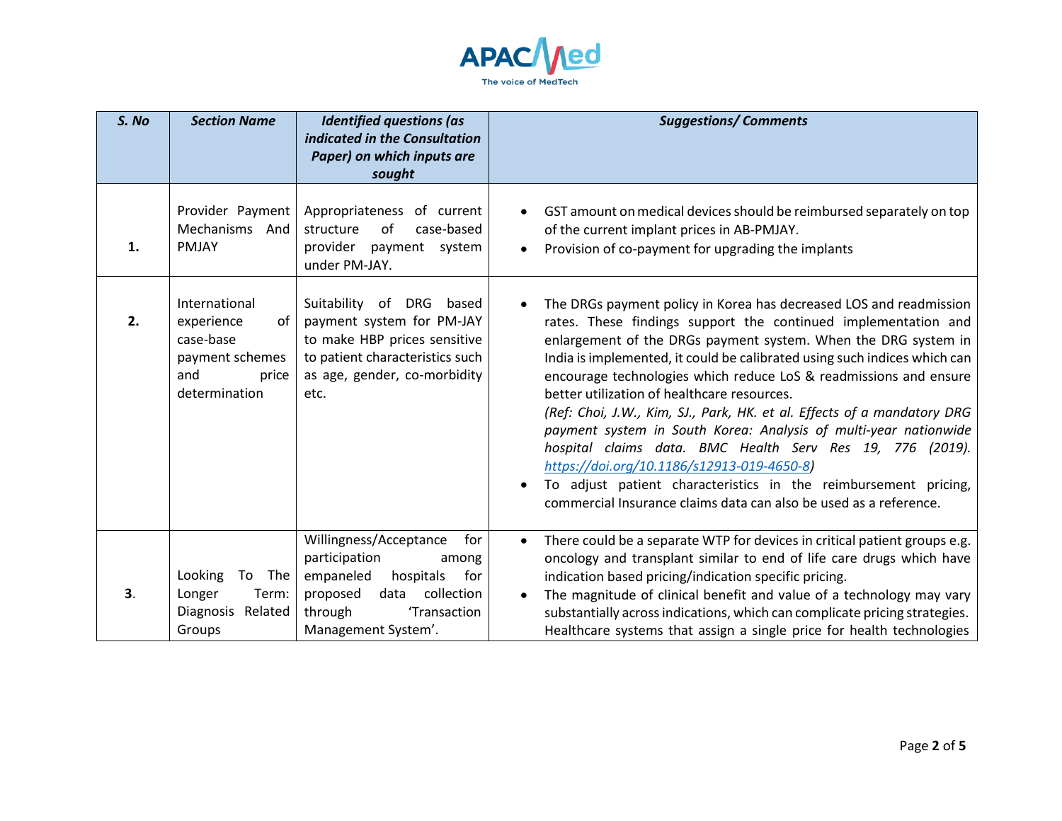| S. No | Section Name | Identified questions (as indicated in the Consultation Paper) on which inputs are sought | Suggestions/ Comments |
|---|---|---|---|
| 1. | Provider Payment Mechanisms And PMJAY | Appropriateness of current structure of case-based provider payment system under PM-JAY. | • GST amount on medical devices should be reimbursed separately on top of the current implant prices in AB-PMJAY.<br>• Provision of co-payment for upgrading the implants |
| 2. | International experience of case-base payment schemes and price determination | Suitability of DRG based payment system for PM-JAY to make HBP prices sensitive to patient characteristics such as age, gender, co-morbidity etc. | • The DRGs payment policy in Korea has decreased LOS and readmission rates. These findings support the continued implementation and enlargement of the DRGs payment system. When the DRG system in India is implemented, it could be calibrated using such indices which can encourage technologies which reduce LoS & readmissions and ensure better utilization of healthcare resources. *(Ref: Choi, J.W., Kim, SJ., Park, HK. et al. Effects of a mandatory DRG payment system in South Korea: Analysis of multi-year nationwide hospital claims data. BMC Health Serv Res 19, 776 (2019). https://doi.org/10.1186/s12913-019-4650-8)*<br>• To adjust patient characteristics in the reimbursement pricing, commercial Insurance claims data can also be used as a reference. |
| 3. | Looking To The Longer Term: Diagnosis Related Groups | Willingness/Acceptance for participation among empaneled hospitals for proposed data collection through 'Transaction Management System'. | • There could be a separate WTP for devices in critical patient groups e.g. oncology and transplant similar to end of life care drugs which have indication based pricing/indication specific pricing.<br>• The magnitude of clinical benefit and value of a technology may vary substantially across indications, which can complicate pricing strategies. Healthcare systems that assign a single price for health technologies |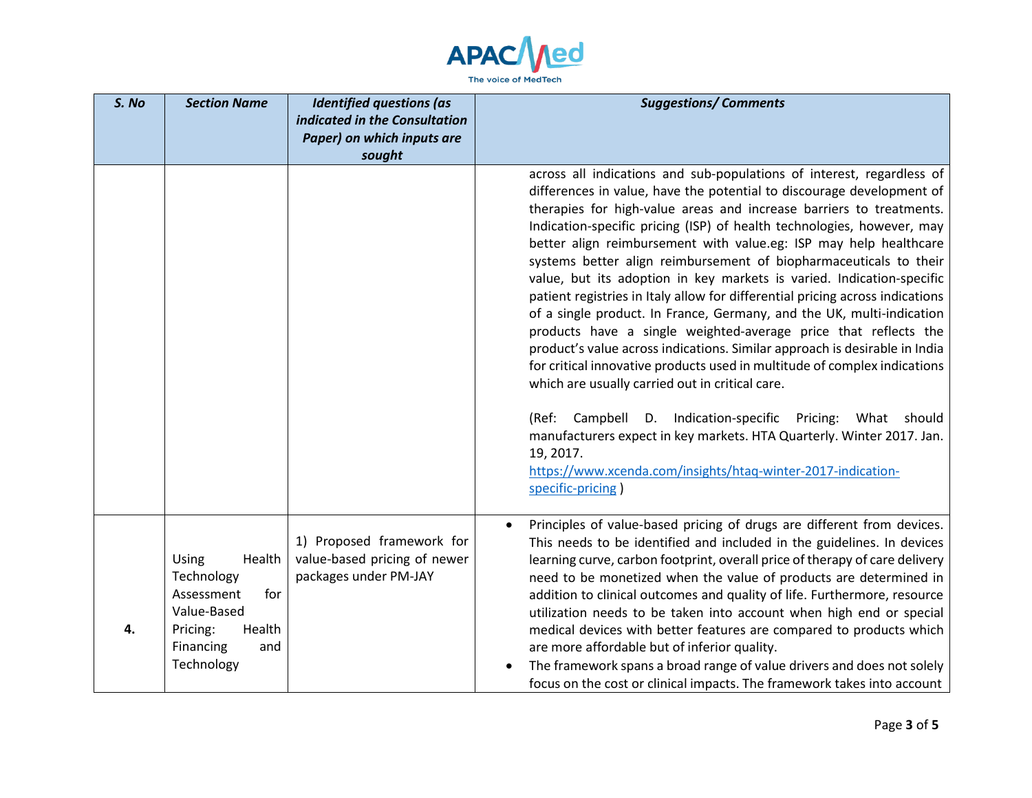| S. No | Section Name | Identified questions (as indicated in the Consultation Paper) on which inputs are sought | Suggestions/ Comments |
| --- | --- | --- | --- |
| | | | across all indications and sub-populations of interest, regardless of differences in value, have the potential to discourage development of therapies for high-value areas and increase barriers to treatments. Indication-specific pricing (ISP) of health technologies, however, may better align reimbursement with value.eg: ISP may help healthcare systems better align reimbursement of biopharmaceuticals to their value, but its adoption in key markets is varied. Indication-specific patient registries in Italy allow for differential pricing across indications of a single product. In France, Germany, and the UK, multi-indication products have a single weighted-average price that reflects the product's value across indications. Similar approach is desirable in India for critical innovative products used in multitude of complex indications which are usually carried out in critical care.<br><br>(Ref: Campbell D. Indication-specific Pricing: What should manufacturers expect in key markets. HTA Quarterly. Winter 2017. Jan. 19, 2017. [https://www.xcenda.com/insights/htaq-winter-2017-indication-specific-pricing](https://www.xcenda.com/insights/htaq-winter-2017-indication-specific-pricing) ) |
| **4.** | Using Health Technology Assessment for Value-Based Pricing: Health Financing and Technology | 1) Proposed framework for value-based pricing of newer packages under PM-JAY | • Principles of value-based pricing of drugs are different from devices. This needs to be identified and included in the guidelines. In devices learning curve, carbon footprint, overall price of therapy of care delivery need to be monetized when the value of products are determined in addition to clinical outcomes and quality of life. Furthermore, resource utilization needs to be taken into account when high end or special medical devices with better features are compared to products which are more affordable but of inferior quality.<br>• The framework spans a broad range of value drivers and does not solely focus on the cost or clinical impacts. The framework takes into account |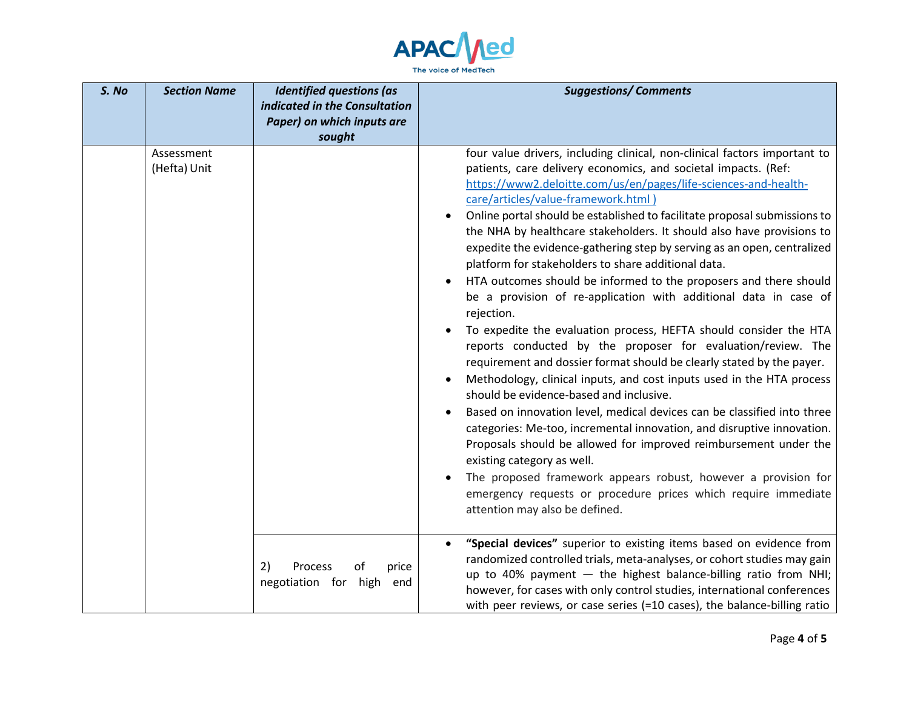| S. No | Section Name | Identified questions (as indicated in the Consultation Paper) on which inputs are sought | Suggestions/ Comments |
|---|---|---|---|
| | Assessment (Hefta) Unit | | four value drivers, including clinical, non-clinical factors important to patients, care delivery economics, and societal impacts. (Ref: https://www2.deloitte.com/us/en/pages/life-sciences-and-health-care/articles/value-framework.html )<br>• Online portal should be established to facilitate proposal submissions to the NHA by healthcare stakeholders. It should also have provisions to expedite the evidence-gathering step by serving as an open, centralized platform for stakeholders to share additional data.<br>• HTA outcomes should be informed to the proposers and there should be a provision of re-application with additional data in case of rejection.<br>• To expedite the evaluation process, HEFTA should consider the HTA reports conducted by the proposer for evaluation/review. The requirement and dossier format should be clearly stated by the payer.<br>• Methodology, clinical inputs, and cost inputs used in the HTA process should be evidence-based and inclusive.<br>• Based on innovation level, medical devices can be classified into three categories: Me-too, incremental innovation, and disruptive innovation. Proposals should be allowed for improved reimbursement under the existing category as well.<br>• The proposed framework appears robust, however a provision for emergency requests or procedure prices which require immediate attention may also be defined. |
| | | 2) Process of price negotiation for high end | • **"Special devices"** superior to existing items based on evidence from randomized controlled trials, meta-analyses, or cohort studies may gain up to 40% payment — the highest balance-billing ratio from NHI; however, for cases with only control studies, international conferences with peer reviews, or case series (=10 cases), the balance-billing ratio |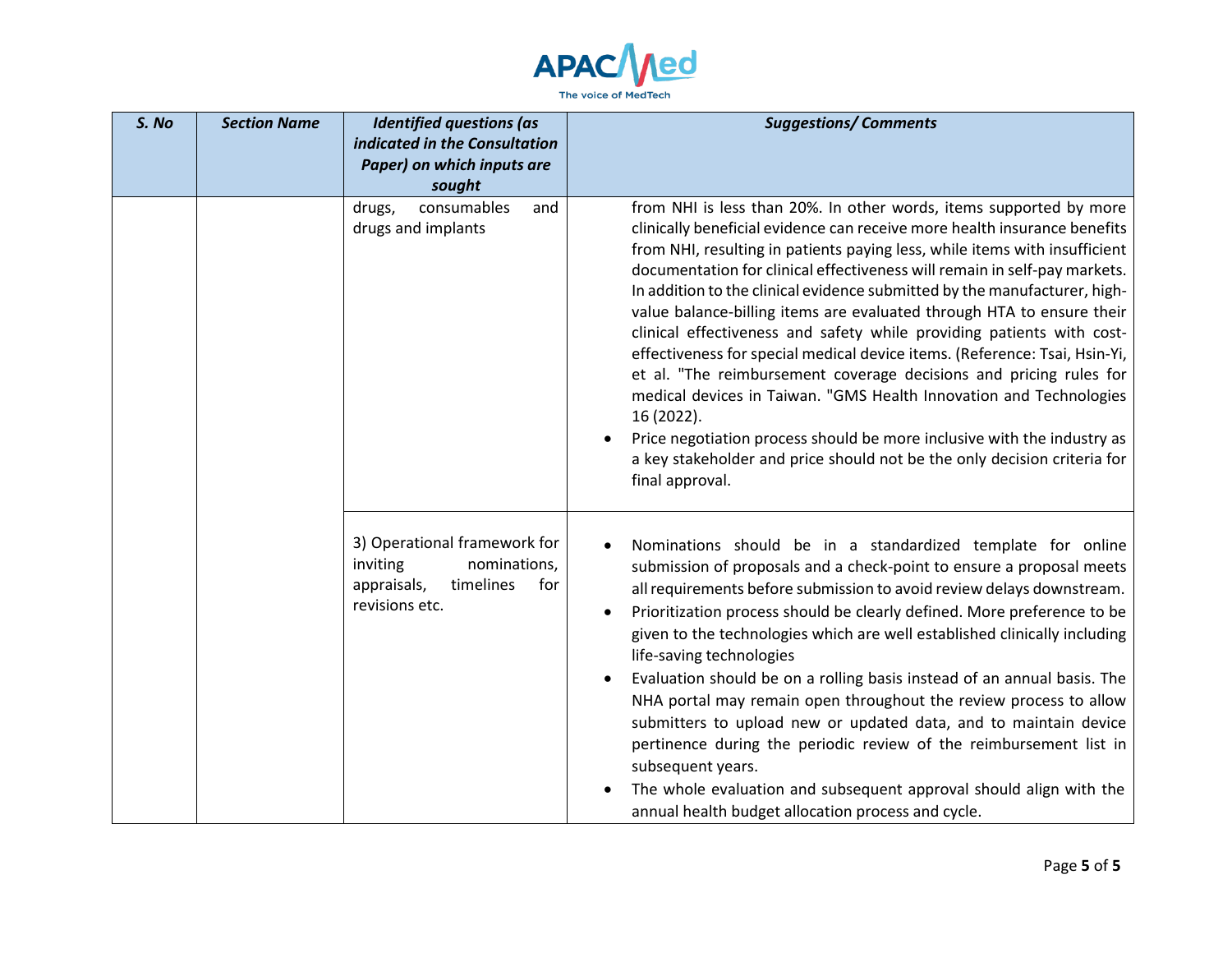| S. No | Section Name | Identified questions (as indicated in the Consultation Paper) on which inputs are sought | Suggestions/ Comments |
|---|---|---|---|
| | | drugs, consumables and drugs and implants | from NHI is less than 20%. In other words, items supported by more clinically beneficial evidence can receive more health insurance benefits from NHI, resulting in patients paying less, while items with insufficient documentation for clinical effectiveness will remain in self-pay markets. In addition to the clinical evidence submitted by the manufacturer, high-value balance-billing items are evaluated through HTA to ensure their clinical effectiveness and safety while providing patients with cost-effectiveness for special medical device items. (Reference: Tsai, Hsin-Yi, et al. "The reimbursement coverage decisions and pricing rules for medical devices in Taiwan. "GMS Health Innovation and Technologies 16 (2022).<br>• Price negotiation process should be more inclusive with the industry as a key stakeholder and price should not be the only decision criteria for final approval. |
| | | 3) Operational framework for inviting nominations, appraisals, timelines for revisions etc. | • Nominations should be in a standardized template for online submission of proposals and a check-point to ensure a proposal meets all requirements before submission to avoid review delays downstream.<br>• Prioritization process should be clearly defined. More preference to be given to the technologies which are well established clinically including life-saving technologies<br>• Evaluation should be on a rolling basis instead of an annual basis. The NHA portal may remain open throughout the review process to allow submitters to upload new or updated data, and to maintain device pertinence during the periodic review of the reimbursement list in subsequent years.<br>• The whole evaluation and subsequent approval should align with the annual health budget allocation process and cycle. |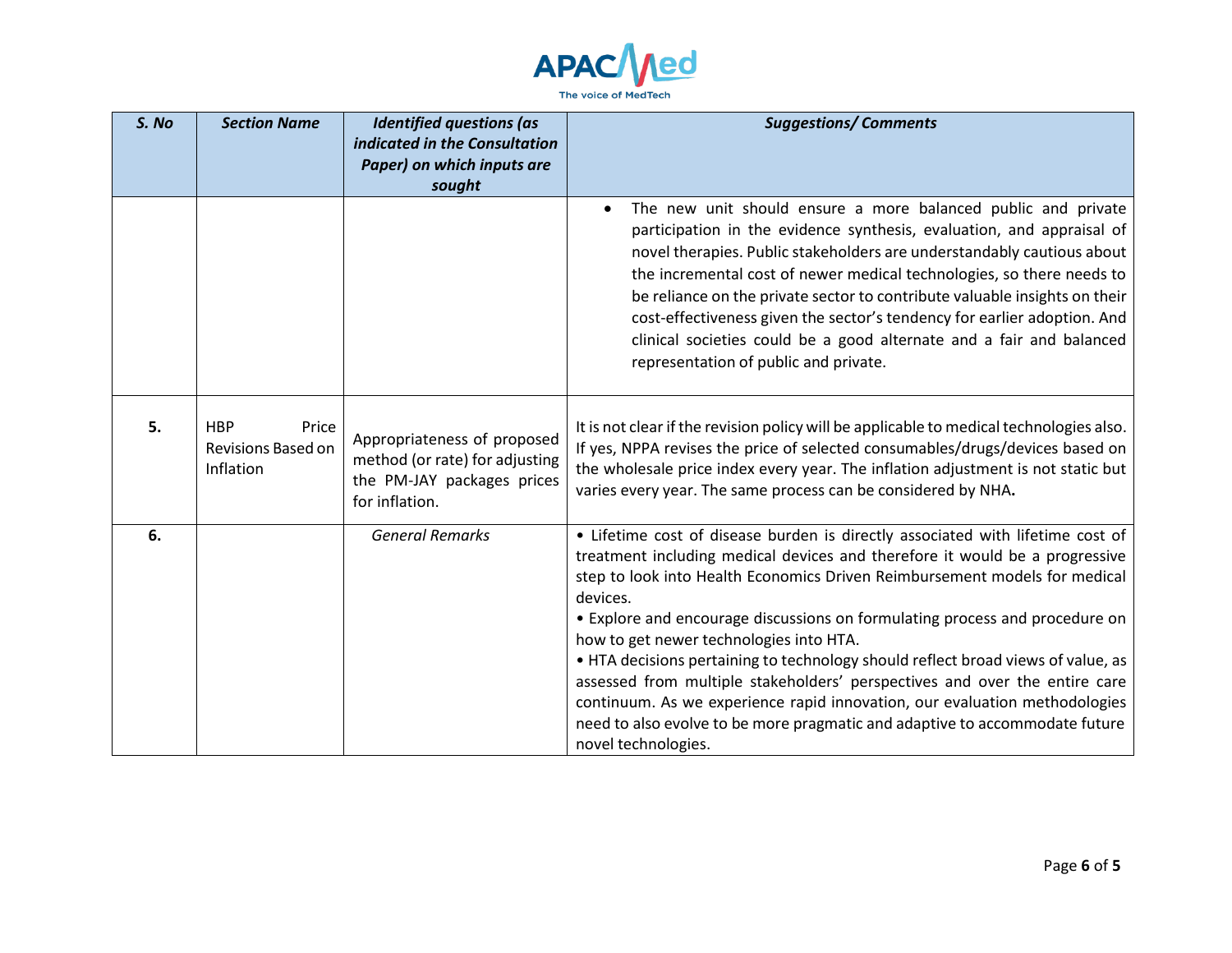| S. No | Section Name | Identified questions (as indicated in the Consultation Paper) on which inputs are sought | Suggestions/ Comments |
|---|---|---|---|
| | | | • The new unit should ensure a more balanced public and private participation in the evidence synthesis, evaluation, and appraisal of novel therapies. Public stakeholders are understandably cautious about the incremental cost of newer medical technologies, so there needs to be reliance on the private sector to contribute valuable insights on their cost-effectiveness given the sector's tendency for earlier adoption. And clinical societies could be a good alternate and a fair and balanced representation of public and private. |
| **5.** | HBP Price Revisions Based on Inflation | Appropriateness of proposed method (or rate) for adjusting the PM-JAY packages prices for inflation. | It is not clear if the revision policy will be applicable to medical technologies also. If yes, NPPA revises the price of selected consumables/drugs/devices based on the wholesale price index every year. The inflation adjustment is not static but varies every year. The same process can be considered by NHA**.** |
| **6.** | | *General Remarks* | • Lifetime cost of disease burden is directly associated with lifetime cost of treatment including medical devices and therefore it would be a progressive step to look into Health Economics Driven Reimbursement models for medical devices.<br>• Explore and encourage discussions on formulating process and procedure on how to get newer technologies into HTA.<br>• HTA decisions pertaining to technology should reflect broad views of value, as assessed from multiple stakeholders' perspectives and over the entire care continuum. As we experience rapid innovation, our evaluation methodologies need to also evolve to be more pragmatic and adaptive to accommodate future novel technologies. |